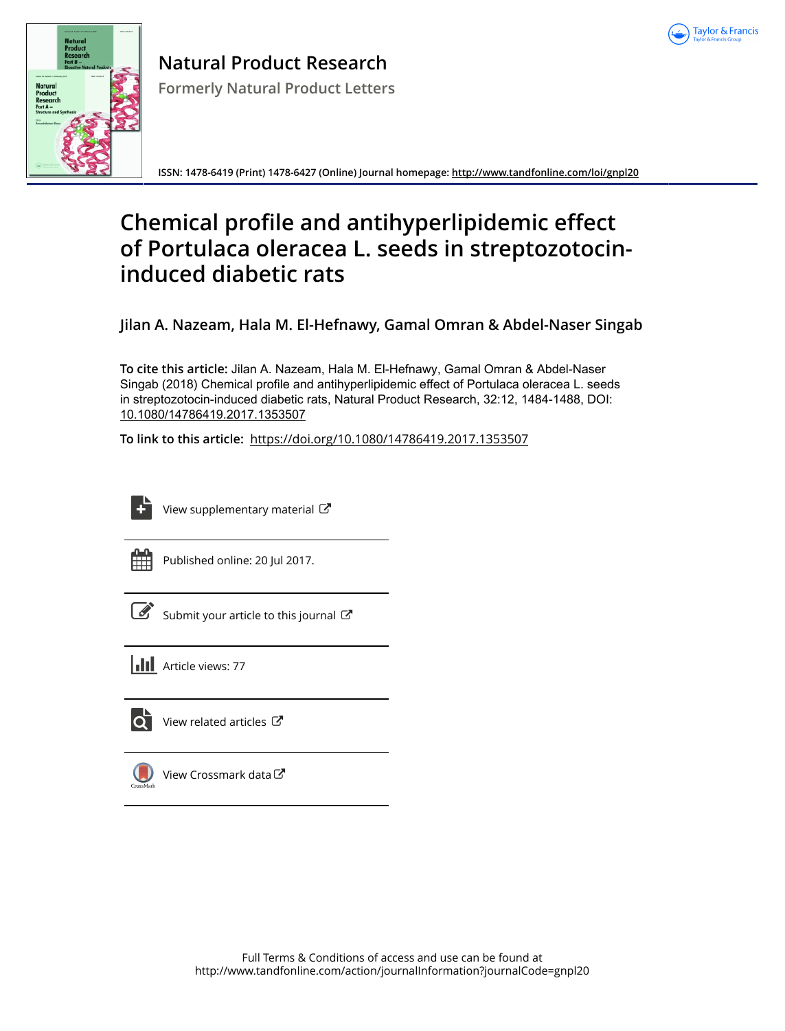# Natural Product Research

Formerly Natural Product Letters

ISSN: 1478-6419 (Print) 1478-6427 (Online) Journal homepage: http://www.tandfonline.com/loi/gnpl20

# Chemical profile and antihyperlipidemic effect of Portulaca oleracea L. seeds in streptozotocin-induced diabetic rats

**Jilan A. Nazeam, Hala M. El-Hefnawy, Gamal Omran & Abdel-Naser Singab**

**To cite this article:** Jilan A. Nazeam, Hala M. El-Hefnawy, Gamal Omran & Abdel-Naser Singab (2018) Chemical profile and antihyperlipidemic effect of Portulaca oleracea L. seeds in streptozotocin-induced diabetic rats, Natural Product Research, 32:12, 1484-1488, DOI: 10.1080/14786419.2017.1353507

**To link to this article:** https://doi.org/10.1080/14786419.2017.1353507

View supplementary material

Published online: 20 Jul 2017.

Submit your article to this journal

Article views: 77

View related articles

View Crossmark data

Full Terms & Conditions of access and use can be found at
http://www.tandfonline.com/action/journalInformation?journalCode=gnpl20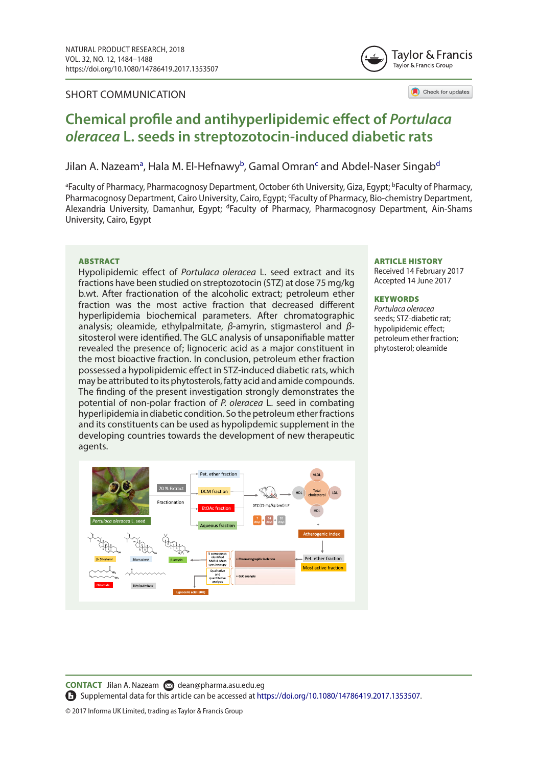SHORT COMMUNICATION

# Chemical profile and antihyperlipidemic effect of *Portulaca oleracea* L. seeds in streptozotocin-induced diabetic rats

Jilan A. Nazeam[a], Hala M. El-Hefnawy[b], Gamal Omran[c] and Abdel-Naser Singab[d]

[a]Faculty of Pharmacy, Pharmacognosy Department, October 6th University, Giza, Egypt; [b]Faculty of Pharmacy, Pharmacognosy Department, Cairo University, Cairo, Egypt; [c]Faculty of Pharmacy, Bio-chemistry Department, Alexandria University, Damanhur, Egypt; [d]Faculty of Pharmacy, Pharmacognosy Department, Ain-Shams University, Cairo, Egypt

## ABSTRACT

Hypolipidemic effect of *Portulaca oleracea* L. seed extract and its fractions have been studied on streptozotocin (STZ) at dose 75 mg/kg b.wt. After fractionation of the alcoholic extract; petroleum ether fraction was the most active fraction that decreased different hyperlipidemia biochemical parameters. After chromatographic analysis; oleamide, ethylpalmitate, β-amyrin, stigmasterol and β-sitosterol were identified. The GLC analysis of unsaponifiable matter revealed the presence of; lignoceric acid as a major constituent in the most bioactive fraction. In conclusion, petroleum ether fraction possessed a hypolipidemic effect in STZ-induced diabetic rats, which may be attributed to its phytosterols, fatty acid and amide compounds. The finding of the present investigation strongly demonstrates the potential of non-polar fraction of *P. oleracea* L. seed in combating hyperlipidemia in diabetic condition. So the petroleum ether fractions and its constituents can be used as hypolipdemic supplement in the developing countries towards the development of new therapeutic agents.

## ARTICLE HISTORY

Received 14 February 2017
Accepted 14 June 2017

## KEYWORDS

*Portulaca oleracea* seeds; STZ-diabetic rat; hypolipidemic effect; petroleum ether fraction; phytosterol; oleamide

**CONTACT** Jilan A. Nazeam dean@pharma.asu.edu.eg

Supplemental data for this article can be accessed at https://doi.org/10.1080/14786419.2017.1353507.

© 2017 Informa UK Limited, trading as Taylor & Francis Group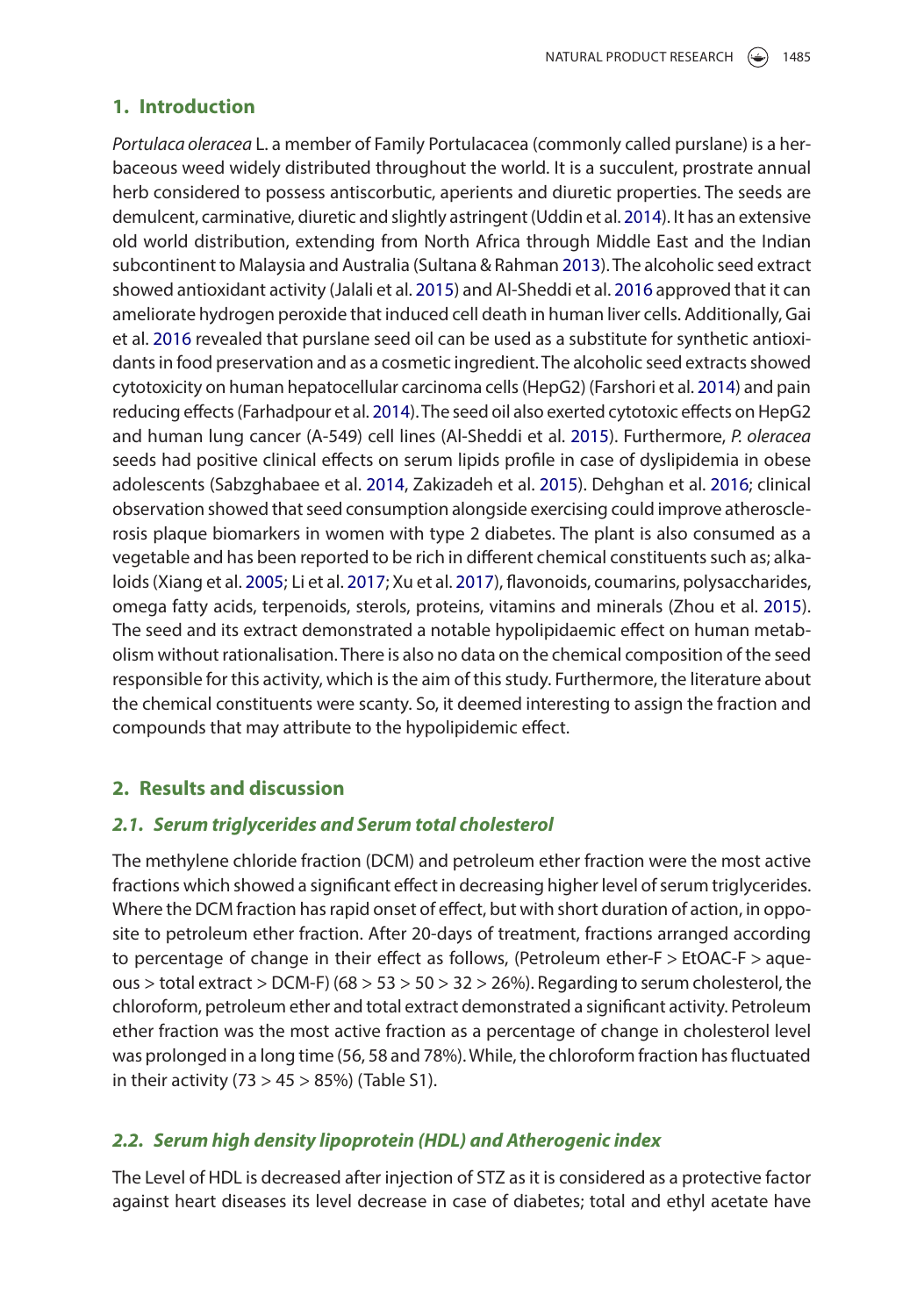## 1. Introduction

*Portulaca oleracea* L. a member of Family Portulacacea (commonly called purslane) is a herbaceous weed widely distributed throughout the world. It is a succulent, prostrate annual herb considered to possess antiscorbutic, aperients and diuretic properties. The seeds are demulcent, carminative, diuretic and slightly astringent (Uddin et al. 2014). It has an extensive old world distribution, extending from North Africa through Middle East and the Indian subcontinent to Malaysia and Australia (Sultana & Rahman 2013). The alcoholic seed extract showed antioxidant activity (Jalali et al. 2015) and Al-Sheddi et al. 2016 approved that it can ameliorate hydrogen peroxide that induced cell death in human liver cells. Additionally, Gai et al. 2016 revealed that purslane seed oil can be used as a substitute for synthetic antioxidants in food preservation and as a cosmetic ingredient. The alcoholic seed extracts showed cytotoxicity on human hepatocellular carcinoma cells (HepG2) (Farshori et al. 2014) and pain reducing effects (Farhadpour et al. 2014). The seed oil also exerted cytotoxic effects on HepG2 and human lung cancer (A-549) cell lines (Al-Sheddi et al. 2015). Furthermore, *P. oleracea* seeds had positive clinical effects on serum lipids profile in case of dyslipidemia in obese adolescents (Sabzghabaee et al. 2014, Zakizadeh et al. 2015). Dehghan et al. 2016; clinical observation showed that seed consumption alongside exercising could improve atherosclerosis plaque biomarkers in women with type 2 diabetes. The plant is also consumed as a vegetable and has been reported to be rich in different chemical constituents such as; alkaloids (Xiang et al. 2005; Li et al. 2017; Xu et al. 2017), flavonoids, coumarins, polysaccharides, omega fatty acids, terpenoids, sterols, proteins, vitamins and minerals (Zhou et al. 2015). The seed and its extract demonstrated a notable hypolipidaemic effect on human metabolism without rationalisation. There is also no data on the chemical composition of the seed responsible for this activity, which is the aim of this study. Furthermore, the literature about the chemical constituents were scanty. So, it deemed interesting to assign the fraction and compounds that may attribute to the hypolipidemic effect.

## 2. Results and discussion

### 2.1. Serum triglycerides and Serum total cholesterol

The methylene chloride fraction (DCM) and petroleum ether fraction were the most active fractions which showed a significant effect in decreasing higher level of serum triglycerides. Where the DCM fraction has rapid onset of effect, but with short duration of action, in opposite to petroleum ether fraction. After 20-days of treatment, fractions arranged according to percentage of change in their effect as follows, (Petroleum ether-F > EtOAC-F > aqueous > total extract > DCM-F) (68 > 53 > 50 > 32 > 26%). Regarding to serum cholesterol, the chloroform, petroleum ether and total extract demonstrated a significant activity. Petroleum ether fraction was the most active fraction as a percentage of change in cholesterol level was prolonged in a long time (56, 58 and 78%). While, the chloroform fraction has fluctuated in their activity (73 > 45 > 85%) (Table S1).

### 2.2. Serum high density lipoprotein (HDL) and Atherogenic index

The Level of HDL is decreased after injection of STZ as it is considered as a protective factor against heart diseases its level decrease in case of diabetes; total and ethyl acetate have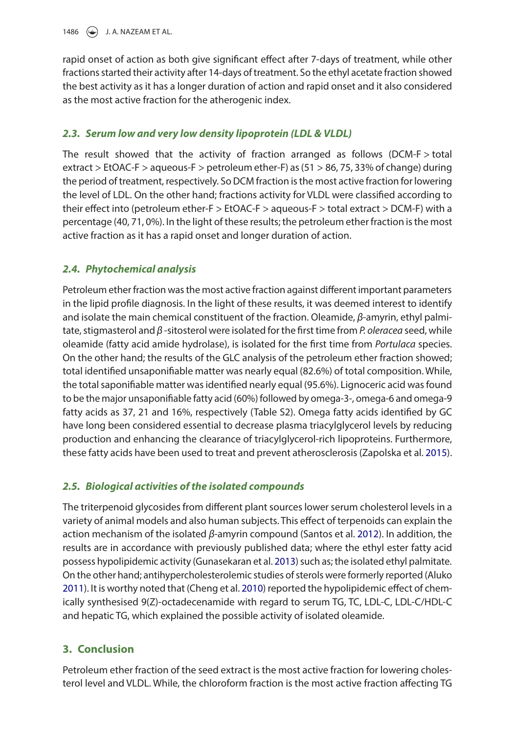rapid onset of action as both give significant effect after 7-days of treatment, while other fractions started their activity after 14-days of treatment. So the ethyl acetate fraction showed the best activity as it has a longer duration of action and rapid onset and it also considered as the most active fraction for the atherogenic index.

### *2.3. Serum low and very low density lipoprotein (LDL & VLDL)*

The result showed that the activity of fraction arranged as follows (DCM-F > total extract > EtOAC-F > aqueous-F > petroleum ether-F) as (51 > 86, 75, 33% of change) during the period of treatment, respectively. So DCM fraction is the most active fraction for lowering the level of LDL. On the other hand; fractions activity for VLDL were classified according to their effect into (petroleum ether-F > EtOAC-F > aqueous-F > total extract > DCM-F) with a percentage (40, 71, 0%). In the light of these results; the petroleum ether fraction is the most active fraction as it has a rapid onset and longer duration of action.

### *2.4. Phytochemical analysis*

Petroleum ether fraction was the most active fraction against different important parameters in the lipid profile diagnosis. In the light of these results, it was deemed interest to identify and isolate the main chemical constituent of the fraction. Oleamide, *β*-amyrin, ethyl palmitate, stigmasterol and *β* -sitosterol were isolated for the first time from *P. oleracea* seed, while oleamide (fatty acid amide hydrolase), is isolated for the first time from *Portulaca* species. On the other hand; the results of the GLC analysis of the petroleum ether fraction showed; total identified unsaponifiable matter was nearly equal (82.6%) of total composition. While, the total saponifiable matter was identified nearly equal (95.6%). Lignoceric acid was found to be the major unsaponifiable fatty acid (60%) followed by omega-3-, omega-6 and omega-9 fatty acids as 37, 21 and 16%, respectively (Table S2). Omega fatty acids identified by GC have long been considered essential to decrease plasma triacylglycerol levels by reducing production and enhancing the clearance of triacylglycerol-rich lipoproteins. Furthermore, these fatty acids have been used to treat and prevent atherosclerosis (Zapolska et al. 2015).

### *2.5. Biological activities of the isolated compounds*

The triterpenoid glycosides from different plant sources lower serum cholesterol levels in a variety of animal models and also human subjects. This effect of terpenoids can explain the action mechanism of the isolated *β*-amyrin compound (Santos et al. 2012). In addition, the results are in accordance with previously published data; where the ethyl ester fatty acid possess hypolipidemic activity (Gunasekaran et al. 2013) such as; the isolated ethyl palmitate. On the other hand; antihypercholesterolemic studies of sterols were formerly reported (Aluko 2011). It is worthy noted that (Cheng et al. 2010) reported the hypolipidemic effect of chemically synthesised 9(Z)-octadecenamide with regard to serum TG, TC, LDL-C, LDL-C/HDL-C and hepatic TG, which explained the possible activity of isolated oleamide.

## 3. Conclusion

Petroleum ether fraction of the seed extract is the most active fraction for lowering cholesterol level and VLDL. While, the chloroform fraction is the most active fraction affecting TG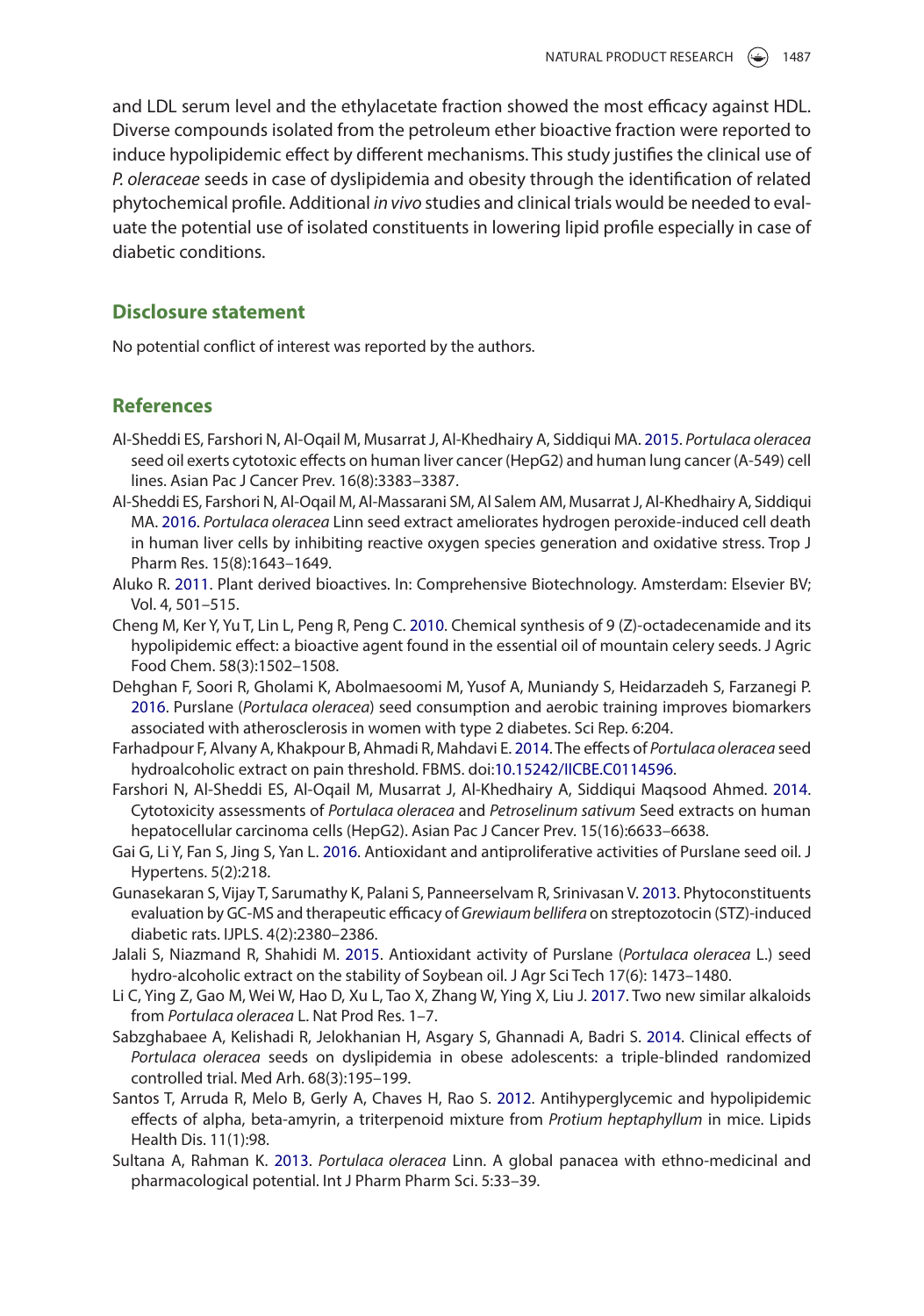and LDL serum level and the ethylacetate fraction showed the most efficacy against HDL. Diverse compounds isolated from the petroleum ether bioactive fraction were reported to induce hypolipidemic effect by different mechanisms. This study justifies the clinical use of *P. oleraceae* seeds in case of dyslipidemia and obesity through the identification of related phytochemical profile. Additional *in vivo* studies and clinical trials would be needed to evaluate the potential use of isolated constituents in lowering lipid profile especially in case of diabetic conditions.

## Disclosure statement

No potential conflict of interest was reported by the authors.

## References

Al-Sheddi ES, Farshori N, Al-Oqail M, Musarrat J, Al-Khedhairy A, Siddiqui MA. 2015. *Portulaca oleracea* seed oil exerts cytotoxic effects on human liver cancer (HepG2) and human lung cancer (A-549) cell lines. Asian Pac J Cancer Prev. 16(8):3383–3387.

Al-Sheddi ES, Farshori N, Al-Oqail M, Al-Massarani SM, Al Salem AM, Musarrat J, Al-Khedhairy A, Siddiqui MA. 2016. *Portulaca oleracea* Linn seed extract ameliorates hydrogen peroxide-induced cell death in human liver cells by inhibiting reactive oxygen species generation and oxidative stress. Trop J Pharm Res. 15(8):1643–1649.

Aluko R. 2011. Plant derived bioactives. In: Comprehensive Biotechnology. Amsterdam: Elsevier BV; Vol. 4, 501–515.

Cheng M, Ker Y, Yu T, Lin L, Peng R, Peng C. 2010. Chemical synthesis of 9 (Z)-octadecenamide and its hypolipidemic effect: a bioactive agent found in the essential oil of mountain celery seeds. J Agric Food Chem. 58(3):1502–1508.

Dehghan F, Soori R, Gholami K, Abolmaesoomi M, Yusof A, Muniandy S, Heidarzadeh S, Farzanegi P. 2016. Purslane (*Portulaca oleracea*) seed consumption and aerobic training improves biomarkers associated with atherosclerosis in women with type 2 diabetes. Sci Rep. 6:204.

Farhadpour F, Alvany A, Khakpour B, Ahmadi R, Mahdavi E. 2014. The effects of *Portulaca oleracea* seed hydroalcoholic extract on pain threshold. FBMS. doi:10.15242/IICBE.C0114596.

Farshori N, Al-Sheddi ES, Al-Oqail M, Musarrat J, Al-Khedhairy A, Siddiqui Maqsood Ahmed. 2014. Cytotoxicity assessments of *Portulaca oleracea* and *Petroselinum sativum* Seed extracts on human hepatocellular carcinoma cells (HepG2). Asian Pac J Cancer Prev. 15(16):6633–6638.

Gai G, Li Y, Fan S, Jing S, Yan L. 2016. Antioxidant and antiproliferative activities of Purslane seed oil. J Hypertens. 5(2):218.

Gunasekaran S, Vijay T, Sarumathy K, Palani S, Panneerselvam R, Srinivasan V. 2013. Phytoconstituents evaluation by GC-MS and therapeutic efficacy of *Grewiaum bellifera* on streptozotocin (STZ)-induced diabetic rats. IJPLS. 4(2):2380–2386.

Jalali S, Niazmand R, Shahidi M. 2015. Antioxidant activity of Purslane (*Portulaca oleracea* L.) seed hydro-alcoholic extract on the stability of Soybean oil. J Agr Sci Tech 17(6): 1473–1480.

Li C, Ying Z, Gao M, Wei W, Hao D, Xu L, Tao X, Zhang W, Ying X, Liu J. 2017. Two new similar alkaloids from *Portulaca oleracea* L. Nat Prod Res. 1–7.

Sabzghabaee A, Kelishadi R, Jelokhanian H, Asgary S, Ghannadi A, Badri S. 2014. Clinical effects of *Portulaca oleracea* seeds on dyslipidemia in obese adolescents: a triple-blinded randomized controlled trial. Med Arh. 68(3):195–199.

Santos T, Arruda R, Melo B, Gerly A, Chaves H, Rao S. 2012. Antihyperglycemic and hypolipidemic effects of alpha, beta-amyrin, a triterpenoid mixture from *Protium heptaphyllum* in mice. Lipids Health Dis. 11(1):98.

Sultana A, Rahman K. 2013. *Portulaca oleracea* Linn. A global panacea with ethno-medicinal and pharmacological potential. Int J Pharm Pharm Sci. 5:33–39.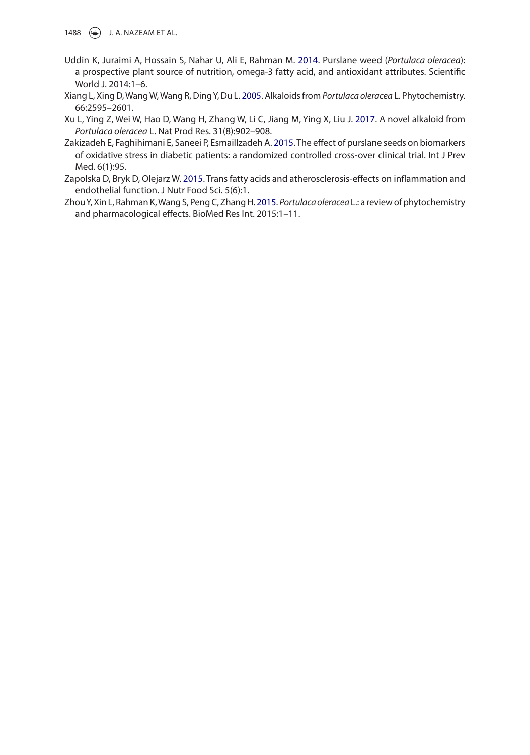Uddin K, Juraimi A, Hossain S, Nahar U, Ali E, Rahman M. 2014. Purslane weed (*Portulaca oleracea*): a prospective plant source of nutrition, omega-3 fatty acid, and antioxidant attributes. Scientific World J. 2014:1–6.

Xiang L, Xing D, Wang W, Wang R, Ding Y, Du L. 2005. Alkaloids from *Portulaca oleracea* L. Phytochemistry. 66:2595–2601.

Xu L, Ying Z, Wei W, Hao D, Wang H, Zhang W, Li C, Jiang M, Ying X, Liu J. 2017. A novel alkaloid from *Portulaca oleracea* L. Nat Prod Res. 31(8):902–908.

Zakizadeh E, Faghihimani E, Saneei P, Esmaillzadeh A. 2015. The effect of purslane seeds on biomarkers of oxidative stress in diabetic patients: a randomized controlled cross-over clinical trial. Int J Prev Med. 6(1):95.

Zapolska D, Bryk D, Olejarz W. 2015. Trans fatty acids and atherosclerosis-effects on inflammation and endothelial function. J Nutr Food Sci. 5(6):1.

Zhou Y, Xin L, Rahman K, Wang S, Peng C, Zhang H. 2015. *Portulaca oleracea* L.: a review of phytochemistry and pharmacological effects. BioMed Res Int. 2015:1–11.